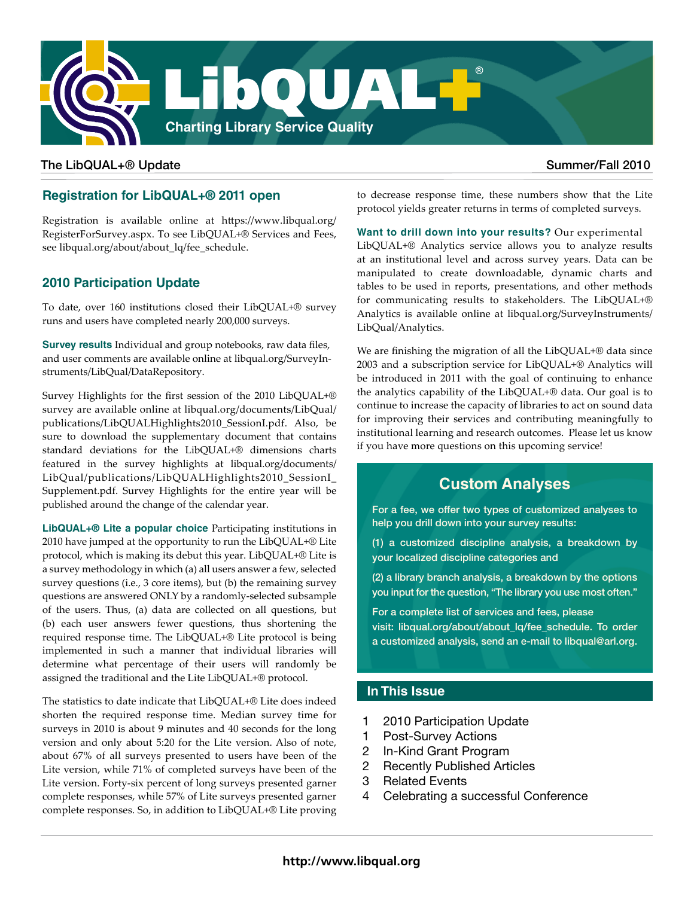# LibQUAL+®

Charting Library Service Quality

The LibQUAL+® Update — Summer/Fall 2010

## Registration for LibQUAL+® 2011 open

Registration is available online at https://www.libqual.org/RegisterForSurvey.aspx. To see LibQUAL+® Services and Fees, see libqual.org/about/about_lq/fee_schedule.

## 2010 Participation Update

To date, over 160 institutions closed their LibQUAL+® survey runs and users have completed nearly 200,000 surveys.

**Survey results** Individual and group notebooks, raw data files, and user comments are available online at libqual.org/SurveyInstruments/LibQual/DataRepository.

Survey Highlights for the first session of the 2010 LibQUAL+® survey are available online at libqual.org/documents/LibQual/publications/LibQUALHighlights2010_SessionI.pdf. Also, be sure to download the supplementary document that contains standard deviations for the LibQUAL+® dimensions charts featured in the survey highlights at libqual.org/documents/LibQual/publications/LibQUALHighlights2010_SessionI_Supplement.pdf. Survey Highlights for the entire year will be published around the change of the calendar year.

**LibQUAL+® Lite a popular choice** Participating institutions in 2010 have jumped at the opportunity to run the LibQUAL+® Lite protocol, which is making its debut this year. LibQUAL+® Lite is a survey methodology in which (a) all users answer a few, selected survey questions (i.e., 3 core items), but (b) the remaining survey questions are answered ONLY by a randomly-selected subsample of the users. Thus, (a) data are collected on all questions, but (b) each user answers fewer questions, thus shortening the required response time. The LibQUAL+® Lite protocol is being implemented in such a manner that individual libraries will determine what percentage of their users will randomly be assigned the traditional and the Lite LibQUAL+® protocol.

The statistics to date indicate that LibQUAL+® Lite does indeed shorten the required response time. Median survey time for surveys in 2010 is about 9 minutes and 40 seconds for the long version and only about 5:20 for the Lite version. Also of note, about 67% of all surveys presented to users have been of the Lite version, while 71% of completed surveys have been of the Lite version. Forty-six percent of long surveys presented garner complete responses, while 57% of Lite surveys presented garner complete responses. So, in addition to LibQUAL+® Lite proving to decrease response time, these numbers show that the Lite protocol yields greater returns in terms of completed surveys.

**Want to drill down into your results?** Our experimental LibQUAL+® Analytics service allows you to analyze results at an institutional level and across survey years. Data can be manipulated to create downloadable, dynamic charts and tables to be used in reports, presentations, and other methods for communicating results to stakeholders. The LibQUAL+® Analytics is available online at libqual.org/SurveyInstruments/LibQual/Analytics.

We are finishing the migration of all the LibQUAL+® data since 2003 and a subscription service for LibQUAL+® Analytics will be introduced in 2011 with the goal of continuing to enhance the analytics capability of the LibQUAL+® data. Our goal is to continue to increase the capacity of libraries to act on sound data for improving their services and contributing meaningfully to institutional learning and research outcomes. Please let us know if you have more questions on this upcoming service!

## Custom Analyses

For a fee, we offer two types of customized analyses to help you drill down into your survey results:

(1) a customized discipline analysis, a breakdown by your localized discipline categories and

(2) a library branch analysis, a breakdown by the options you input for the question, "The library you use most often."

For a complete list of services and fees, please visit: libqual.org/about/about_lq/fee_schedule. To order a customized analysis, send an e-mail to libqual@arl.org.

## In This Issue

- 1 2010 Participation Update
- 1 Post-Survey Actions
- 2 In-Kind Grant Program
- 2 Recently Published Articles
- 3 Related Events
- 4 Celebrating a successful Conference

http://www.libqual.org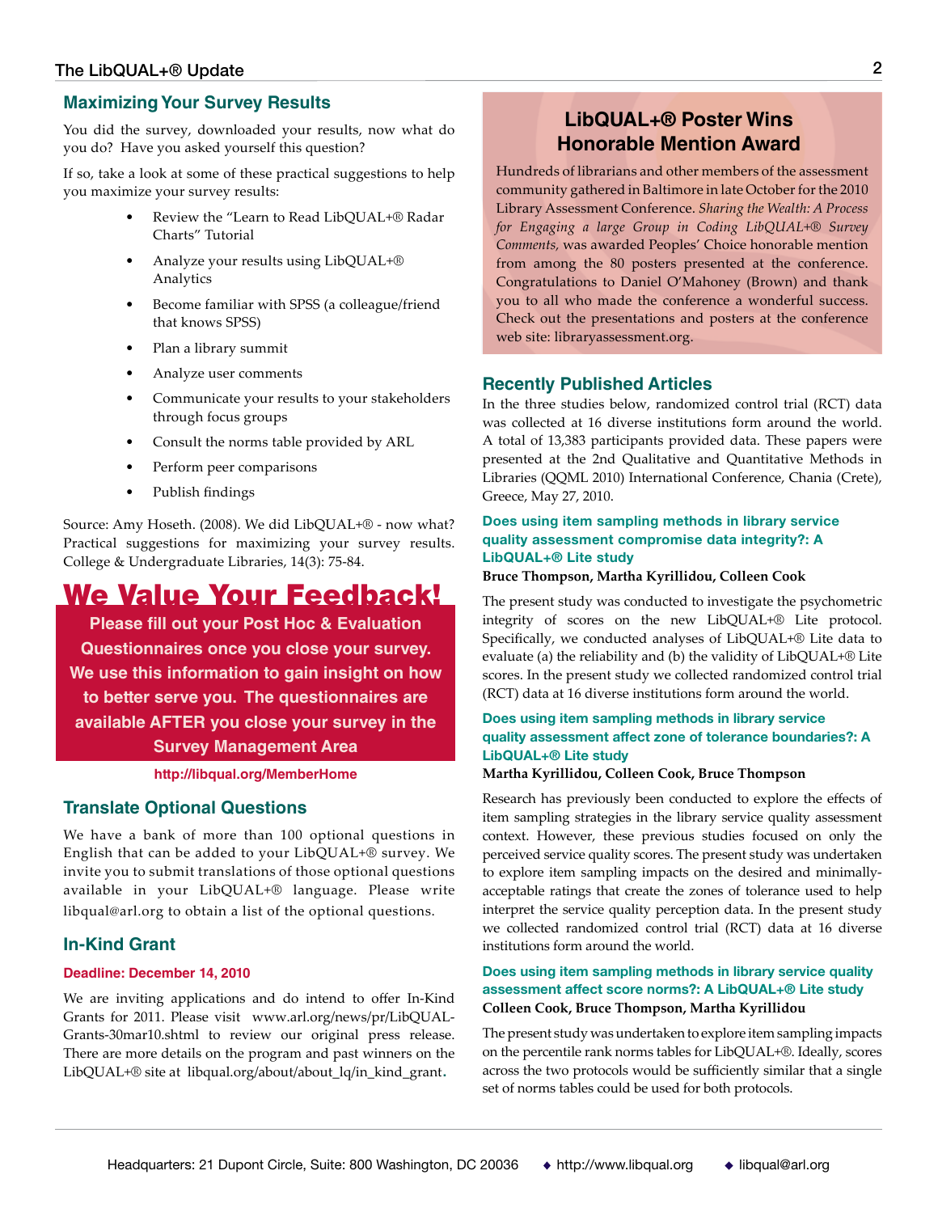## Maximizing Your Survey Results

You did the survey, downloaded your results, now what do you do? Have you asked yourself this question?

If so, take a look at some of these practical suggestions to help you maximize your survey results:

- Review the "Learn to Read LibQUAL+® Radar Charts" Tutorial
- Analyze your results using LibQUAL+® Analytics
- Become familiar with SPSS (a colleague/friend that knows SPSS)
- Plan a library summit
- Analyze user comments
- Communicate your results to your stakeholders through focus groups
- Consult the norms table provided by ARL
- Perform peer comparisons
- Publish findings

Source: Amy Hoseth. (2008). We did LibQUAL+® - now what? Practical suggestions for maximizing your survey results. College & Undergraduate Libraries, 14(3): 75-84.

## We Value Your Feedback!

**Please fill out your Post Hoc & Evaluation Questionnaires once you close your survey. We use this information to gain insight on how to better serve you. The questionnaires are available AFTER you close your survey in the Survey Management Area**

**http://libqual.org/MemberHome**

## Translate Optional Questions

We have a bank of more than 100 optional questions in English that can be added to your LibQUAL+® survey. We invite you to submit translations of those optional questions available in your LibQUAL+® language. Please write libqual@arl.org to obtain a list of the optional questions.

## In-Kind Grant

**Deadline: December 14, 2010**

We are inviting applications and do intend to offer In-Kind Grants for 2011. Please visit www.arl.org/news/pr/LibQUAL-Grants-30mar10.shtml to review our original press release. There are more details on the program and past winners on the LibQUAL+® site at libqual.org/about/about_lq/in_kind_grant.

## LibQUAL+® Poster Wins Honorable Mention Award

Hundreds of librarians and other members of the assessment community gathered in Baltimore in late October for the 2010 Library Assessment Conference. *Sharing the Wealth: A Process for Engaging a large Group in Coding LibQUAL+® Survey Comments,* was awarded Peoples' Choice honorable mention from among the 80 posters presented at the conference. Congratulations to Daniel O'Mahoney (Brown) and thank you to all who made the conference a wonderful success. Check out the presentations and posters at the conference web site: libraryassessment.org.

## Recently Published Articles

In the three studies below, randomized control trial (RCT) data was collected at 16 diverse institutions form around the world. A total of 13,383 participants provided data. These papers were presented at the 2nd Qualitative and Quantitative Methods in Libraries (QQML 2010) International Conference, Chania (Crete), Greece, May 27, 2010.

### Does using item sampling methods in library service quality assessment compromise data integrity?: A LibQUAL+® Lite study

**Bruce Thompson, Martha Kyrillidou, Colleen Cook**

The present study was conducted to investigate the psychometric integrity of scores on the new LibQUAL+® Lite protocol. Specifically, we conducted analyses of LibQUAL+® Lite data to evaluate (a) the reliability and (b) the validity of LibQUAL+® Lite scores. In the present study we collected randomized control trial (RCT) data at 16 diverse institutions form around the world.

### Does using item sampling methods in library service quality assessment affect zone of tolerance boundaries?: A LibQUAL+® Lite study

**Martha Kyrillidou, Colleen Cook, Bruce Thompson**

Research has previously been conducted to explore the effects of item sampling strategies in the library service quality assessment context. However, these previous studies focused on only the perceived service quality scores. The present study was undertaken to explore item sampling impacts on the desired and minimally-acceptable ratings that create the zones of tolerance used to help interpret the service quality perception data. In the present study we collected randomized control trial (RCT) data at 16 diverse institutions form around the world.

### Does using item sampling methods in library service quality assessment affect score norms?: A LibQUAL+® Lite study

**Colleen Cook, Bruce Thompson, Martha Kyrillidou**

The present study was undertaken to explore item sampling impacts on the percentile rank norms tables for LibQUAL+®. Ideally, scores across the two protocols would be sufficiently similar that a single set of norms tables could be used for both protocols.

Headquarters: 21 Dupont Circle, Suite: 800 Washington, DC 20036 ◆ http://www.libqual.org ◆ libqual@arl.org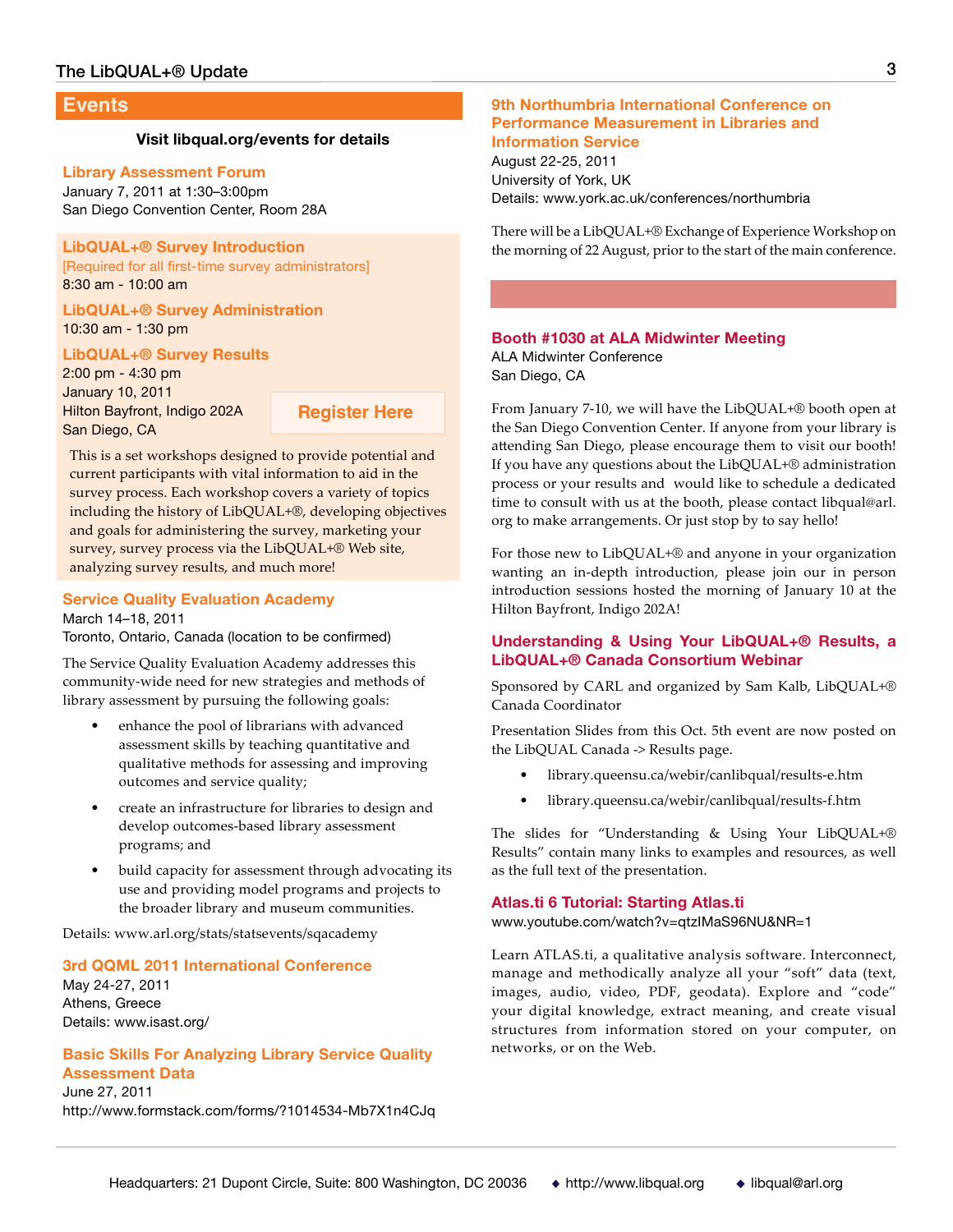## Events

**Visit libqual.org/events for details**

### Library Assessment Forum

January 7, 2011 at 1:30–3:00pm
San Diego Convention Center, Room 28A

### LibQUAL+® Survey Introduction

[Required for all first-time survey administrators]
8:30 am - 10:00 am

### LibQUAL+® Survey Administration

10:30 am - 1:30 pm

### LibQUAL+® Survey Results

2:00 pm - 4:30 pm
January 10, 2011
Hilton Bayfront, Indigo 202A
San Diego, CA

**Register Here**

This is a set workshops designed to provide potential and current participants with vital information to aid in the survey process. Each workshop covers a variety of topics including the history of LibQUAL+®, developing objectives and goals for administering the survey, marketing your survey, survey process via the LibQUAL+® Web site, analyzing survey results, and much more!

### Service Quality Evaluation Academy

March 14–18, 2011
Toronto, Ontario, Canada (location to be confirmed)

The Service Quality Evaluation Academy addresses this community-wide need for new strategies and methods of library assessment by pursuing the following goals:

- enhance the pool of librarians with advanced assessment skills by teaching quantitative and qualitative methods for assessing and improving outcomes and service quality;
- create an infrastructure for libraries to design and develop outcomes-based library assessment programs; and
- build capacity for assessment through advocating its use and providing model programs and projects to the broader library and museum communities.

Details: www.arl.org/stats/statsevents/sqacademy

### 3rd QQML 2011 International Conference

May 24-27, 2011
Athens, Greece
Details: www.isast.org/

### Basic Skills For Analyzing Library Service Quality Assessment Data

June 27, 2011
http://www.formstack.com/forms/?1014534-Mb7X1n4CJq

### 9th Northumbria International Conference on Performance Measurement in Libraries and Information Service

August 22-25, 2011
University of York, UK
Details: www.york.ac.uk/conferences/northumbria

There will be a LibQUAL+® Exchange of Experience Workshop on the morning of 22 August, prior to the start of the main conference.

### Booth #1030 at ALA Midwinter Meeting

ALA Midwinter Conference
San Diego, CA

From January 7-10, we will have the LibQUAL+® booth open at the San Diego Convention Center. If anyone from your library is attending San Diego, please encourage them to visit our booth! If you have any questions about the LibQUAL+® administration process or your results and would like to schedule a dedicated time to consult with us at the booth, please contact libqual@arl.org to make arrangements. Or just stop by to say hello!

For those new to LibQUAL+® and anyone in your organization wanting an in-depth introduction, please join our in person introduction sessions hosted the morning of January 10 at the Hilton Bayfront, Indigo 202A!

### Understanding & Using Your LibQUAL+® Results, a LibQUAL+® Canada Consortium Webinar

Sponsored by CARL and organized by Sam Kalb, LibQUAL+® Canada Coordinator

Presentation Slides from this Oct. 5th event are now posted on the LibQUAL Canada -> Results page.

- library.queensu.ca/webir/canlibqual/results-e.htm
- library.queensu.ca/webir/canlibqual/results-f.htm

The slides for "Understanding & Using Your LibQUAL+® Results" contain many links to examples and resources, as well as the full text of the presentation.

### Atlas.ti 6 Tutorial: Starting Atlas.ti

www.youtube.com/watch?v=qtzIMaS96NU&NR=1

Learn ATLAS.ti, a qualitative analysis software. Interconnect, manage and methodically analyze all your "soft" data (text, images, audio, video, PDF, geodata). Explore and "code" your digital knowledge, extract meaning, and create visual structures from information stored on your computer, on networks, or on the Web.

Headquarters: 21 Dupont Circle, Suite: 800 Washington, DC 20036 ◆ http://www.libqual.org ◆ libqual@arl.org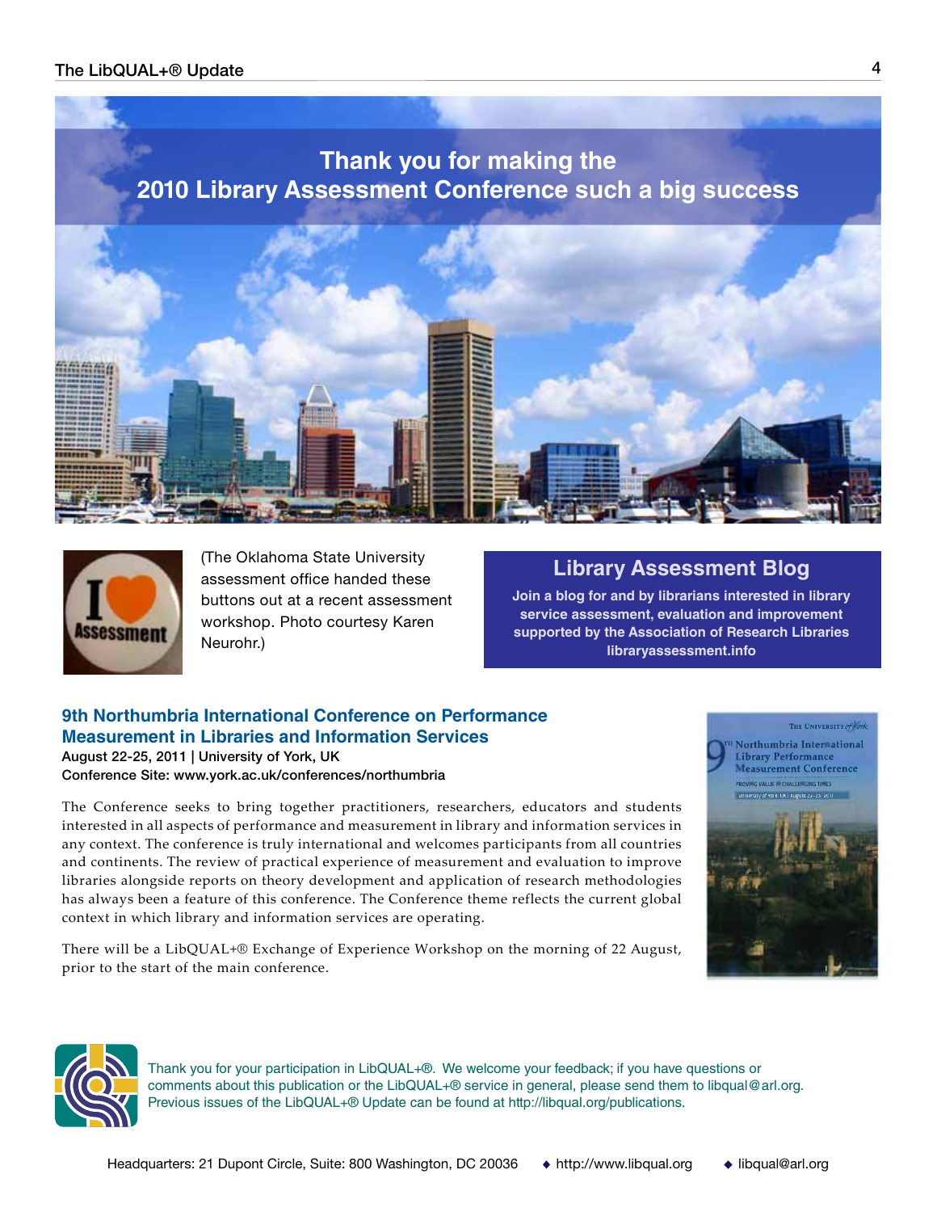## Thank you for making the 2010 Library Assessment Conference such a big success

(The Oklahoma State University assessment office handed these buttons out at a recent assessment workshop. Photo courtesy Karen Neurohr.)

## Library Assessment Blog

**Join a blog for and by librarians interested in library service assessment, evaluation and improvement supported by the Association of Research Libraries**
**libraryassessment.info**

### 9th Northumbria International Conference on Performance Measurement in Libraries and Information Services

**August 22-25, 2011 | University of York, UK**
**Conference Site: www.york.ac.uk/conferences/northumbria**

The Conference seeks to bring together practitioners, researchers, educators and students interested in all aspects of performance and measurement in library and information services in any context. The conference is truly international and welcomes participants from all countries and continents. The review of practical experience of measurement and evaluation to improve libraries alongside reports on theory development and application of research methodologies has always been a feature of this conference. The Conference theme reflects the current global context in which library and information services are operating.

There will be a LibQUAL+® Exchange of Experience Workshop on the morning of 22 August, prior to the start of the main conference.

Thank you for your participation in LibQUAL+®. We welcome your feedback; if you have questions or comments about this publication or the LibQUAL+® service in general, please send them to libqual@arl.org. Previous issues of the LibQUAL+® Update can be found at http://libqual.org/publications.

Headquarters: 21 Dupont Circle, Suite: 800 Washington, DC 20036 ◆ http://www.libqual.org ◆ libqual@arl.org